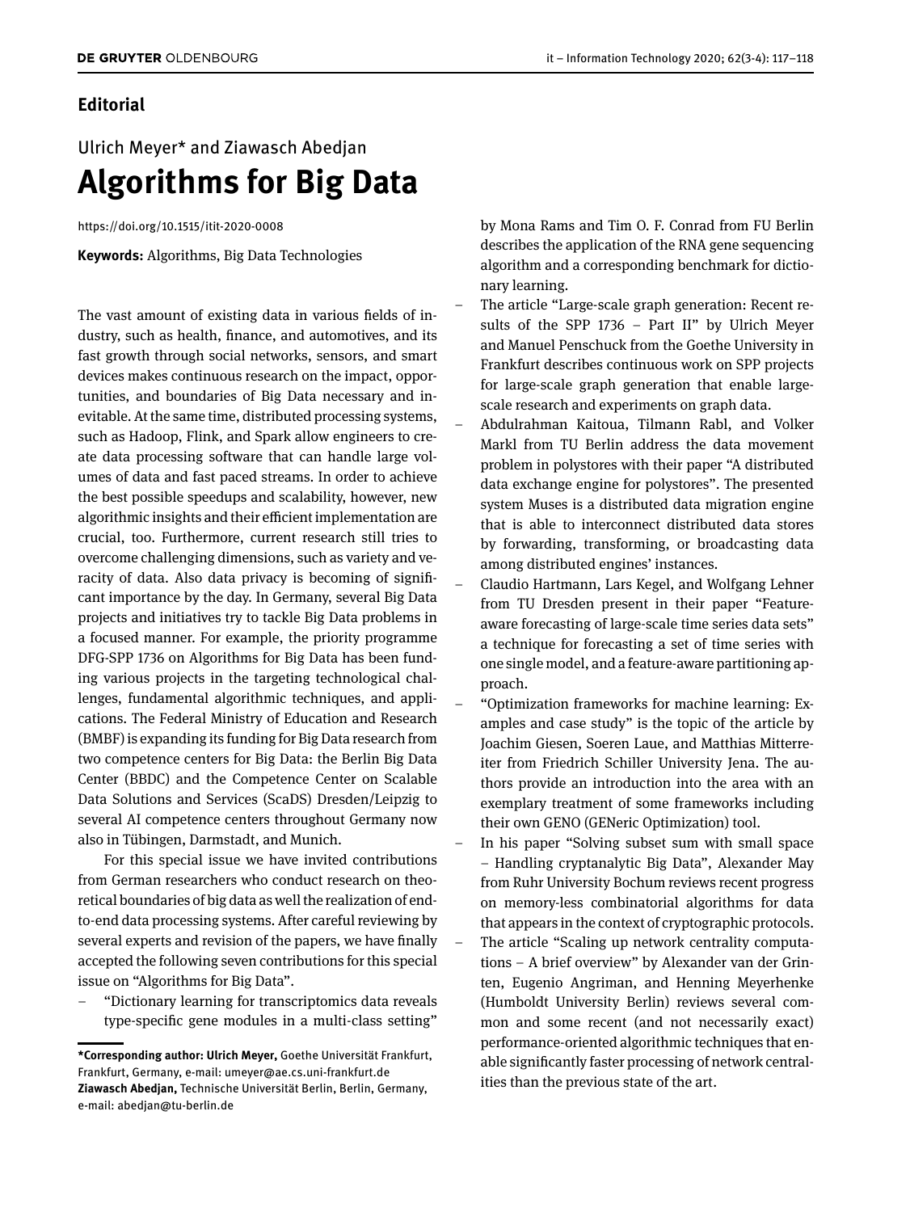**Editorial**

Ulrich Meyer* and Ziawasch Abedjan

# Algorithms for Big Data

https://doi.org/10.1515/itit-2020-0008

**Keywords:** Algorithms, Big Data Technologies

The vast amount of existing data in various fields of industry, such as health, finance, and automotives, and its fast growth through social networks, sensors, and smart devices makes continuous research on the impact, opportunities, and boundaries of Big Data necessary and inevitable. At the same time, distributed processing systems, such as Hadoop, Flink, and Spark allow engineers to create data processing software that can handle large volumes of data and fast paced streams. In order to achieve the best possible speedups and scalability, however, new algorithmic insights and their efficient implementation are crucial, too. Furthermore, current research still tries to overcome challenging dimensions, such as variety and veracity of data. Also data privacy is becoming of significant importance by the day. In Germany, several Big Data projects and initiatives try to tackle Big Data problems in a focused manner. For example, the priority programme DFG-SPP 1736 on Algorithms for Big Data has been funding various projects in the targeting technological challenges, fundamental algorithmic techniques, and applications. The Federal Ministry of Education and Research (BMBF) is expanding its funding for Big Data research from two competence centers for Big Data: the Berlin Big Data Center (BBDC) and the Competence Center on Scalable Data Solutions and Services (ScaDS) Dresden/Leipzig to several AI competence centers throughout Germany now also in Tübingen, Darmstadt, and Munich.

For this special issue we have invited contributions from German researchers who conduct research on theoretical boundaries of big data as well the realization of end-to-end data processing systems. After careful reviewing by several experts and revision of the papers, we have finally accepted the following seven contributions for this special issue on "Algorithms for Big Data".

- "Dictionary learning for transcriptomics data reveals type-specific gene modules in a multi-class setting" by Mona Rams and Tim O. F. Conrad from FU Berlin describes the application of the RNA gene sequencing algorithm and a corresponding benchmark for dictionary learning.
- The article "Large-scale graph generation: Recent results of the SPP 1736 – Part II" by Ulrich Meyer and Manuel Penschuck from the Goethe University in Frankfurt describes continuous work on SPP projects for large-scale graph generation that enable large-scale research and experiments on graph data.
- Abdulrahman Kaitoua, Tilmann Rabl, and Volker Markl from TU Berlin address the data movement problem in polystores with their paper "A distributed data exchange engine for polystores". The presented system Muses is a distributed data migration engine that is able to interconnect distributed data stores by forwarding, transforming, or broadcasting data among distributed engines' instances.
- Claudio Hartmann, Lars Kegel, and Wolfgang Lehner from TU Dresden present in their paper "Feature-aware forecasting of large-scale time series data sets" a technique for forecasting a set of time series with one single model, and a feature-aware partitioning approach.
- "Optimization frameworks for machine learning: Examples and case study" is the topic of the article by Joachim Giesen, Soeren Laue, and Matthias Mitterreiter from Friedrich Schiller University Jena. The authors provide an introduction into the area with an exemplary treatment of some frameworks including their own GENO (GENeric Optimization) tool.
- In his paper "Solving subset sum with small space – Handling cryptanalytic Big Data", Alexander May from Ruhr University Bochum reviews recent progress on memory-less combinatorial algorithms for data that appears in the context of cryptographic protocols.
- The article "Scaling up network centrality computations – A brief overview" by Alexander van der Grinten, Eugenio Angriman, and Henning Meyerhenke (Humboldt University Berlin) reviews several common and some recent (and not necessarily exact) performance-oriented algorithmic techniques that enable significantly faster processing of network centralities than the previous state of the art.

---

***Corresponding author: Ulrich Meyer,** Goethe Universität Frankfurt, Frankfurt, Germany, e-mail: umeyer@ae.cs.uni-frankfurt.de
**Ziawasch Abedjan,** Technische Universität Berlin, Berlin, Germany, e-mail: abedjan@tu-berlin.de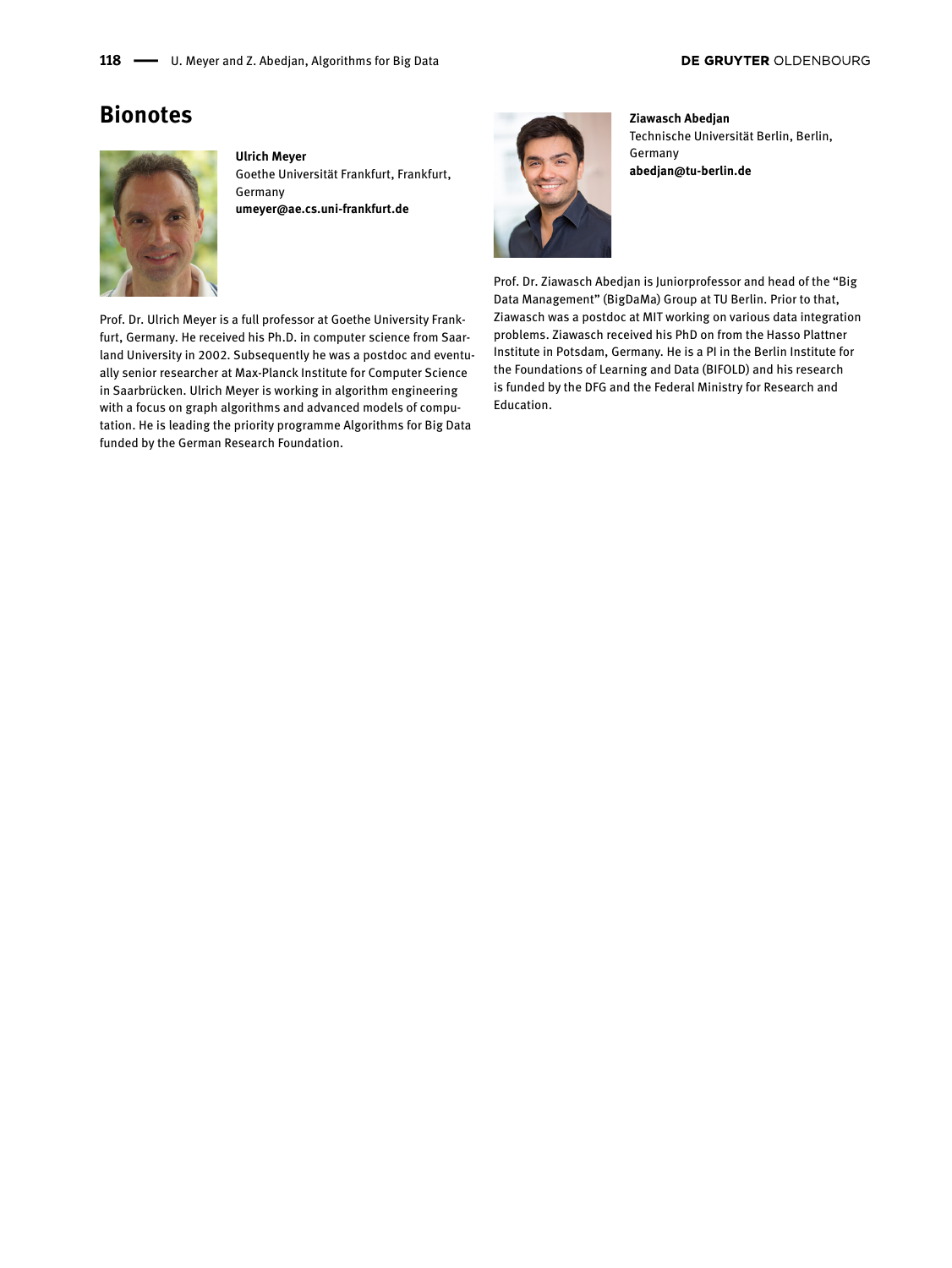## Bionotes

**Ulrich Meyer**
Goethe Universität Frankfurt, Frankfurt, Germany
**umeyer@ae.cs.uni-frankfurt.de**

Prof. Dr. Ulrich Meyer is a full professor at Goethe University Frankfurt, Germany. He received his Ph.D. in computer science from Saarland University in 2002. Subsequently he was a postdoc and eventually senior researcher at Max-Planck Institute for Computer Science in Saarbrücken. Ulrich Meyer is working in algorithm engineering with a focus on graph algorithms and advanced models of computation. He is leading the priority programme Algorithms for Big Data funded by the German Research Foundation.

**Ziawasch Abedjan**
Technische Universität Berlin, Berlin, Germany
**abedjan@tu-berlin.de**

Prof. Dr. Ziawasch Abedjan is Juniorprofessor and head of the "Big Data Management" (BigDaMa) Group at TU Berlin. Prior to that, Ziawasch was a postdoc at MIT working on various data integration problems. Ziawasch received his PhD on from the Hasso Plattner Institute in Potsdam, Germany. He is a PI in the Berlin Institute for the Foundations of Learning and Data (BIFOLD) and his research is funded by the DFG and the Federal Ministry for Research and Education.